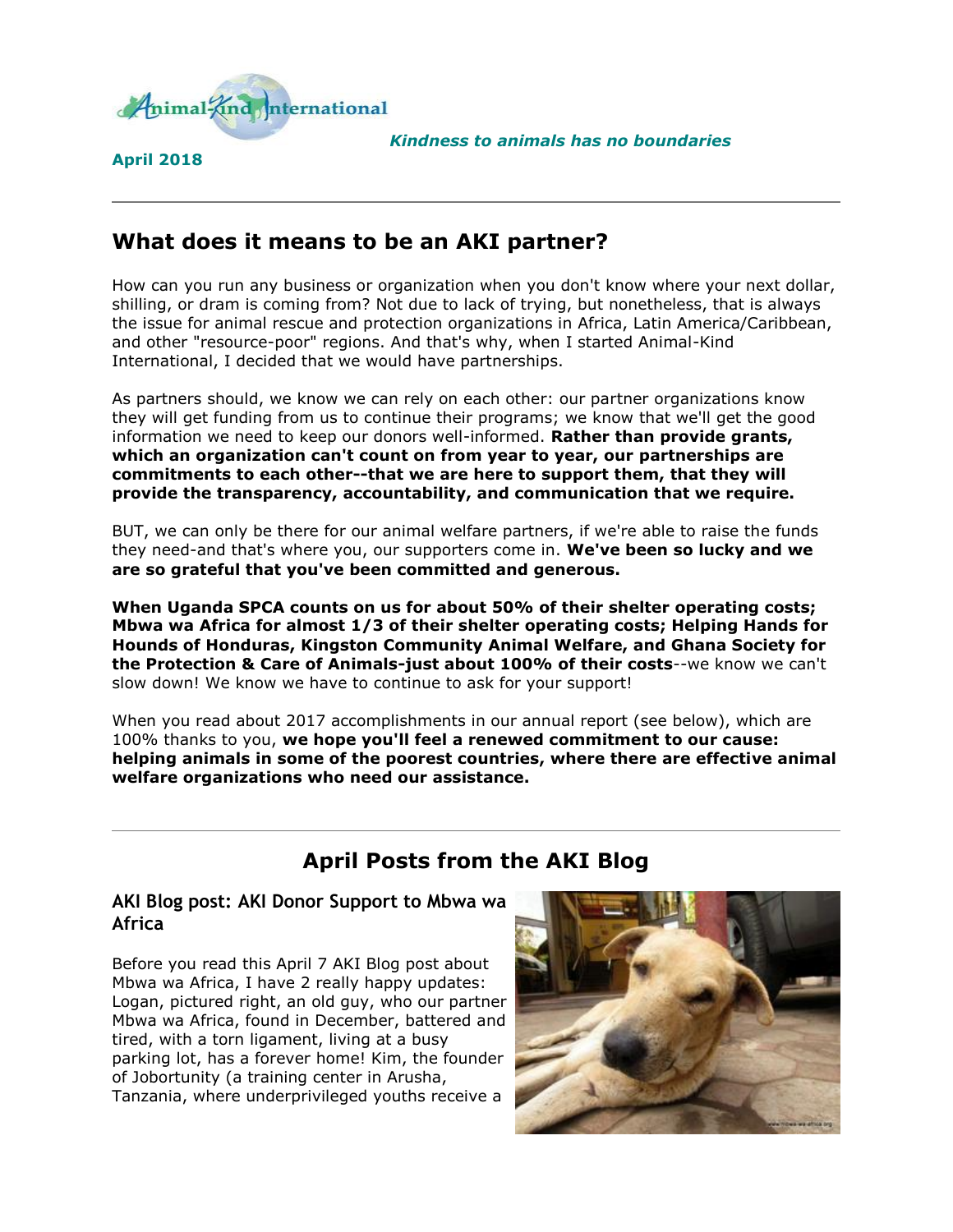Animal-Kind International

*Kindness to animals has no boundaries*

**April 2018**

---

## What does it means to be an AKI partner?

How can you run any business or organization when you don't know where your next dollar, shilling, or dram is coming from? Not due to lack of trying, but nonetheless, that is always the issue for animal rescue and protection organizations in Africa, Latin America/Caribbean, and other "resource-poor" regions. And that's why, when I started Animal-Kind International, I decided that we would have partnerships.

As partners should, we know we can rely on each other: our partner organizations know they will get funding from us to continue their programs; we know that we'll get the good information we need to keep our donors well-informed. **Rather than provide grants, which an organization can't count on from year to year, our partnerships are commitments to each other--that we are here to support them, that they will provide the transparency, accountability, and communication that we require.**

BUT, we can only be there for our animal welfare partners, if we're able to raise the funds they need-and that's where you, our supporters come in. **We've been so lucky and we are so grateful that you've been committed and generous.**

**When Uganda SPCA counts on us for about 50% of their shelter operating costs; Mbwa wa Africa for almost 1/3 of their shelter operating costs; Helping Hands for Hounds of Honduras, Kingston Community Animal Welfare, and Ghana Society for the Protection & Care of Animals-just about 100% of their costs**--we know we can't slow down! We know we have to continue to ask for your support!

When you read about 2017 accomplishments in our annual report (see below), which are 100% thanks to you, **we hope you'll feel a renewed commitment to our cause: helping animals in some of the poorest countries, where there are effective animal welfare organizations who need our assistance.**

---

## April Posts from the AKI Blog

### AKI Blog post: AKI Donor Support to Mbwa wa Africa

Before you read this April 7 AKI Blog post about Mbwa wa Africa, I have 2 really happy updates: Logan, pictured right, an old guy, who our partner Mbwa wa Africa, found in December, battered and tired, with a torn ligament, living at a busy parking lot, has a forever home! Kim, the founder of Jobortunity (a training center in Arusha, Tanzania, where underprivileged youths receive a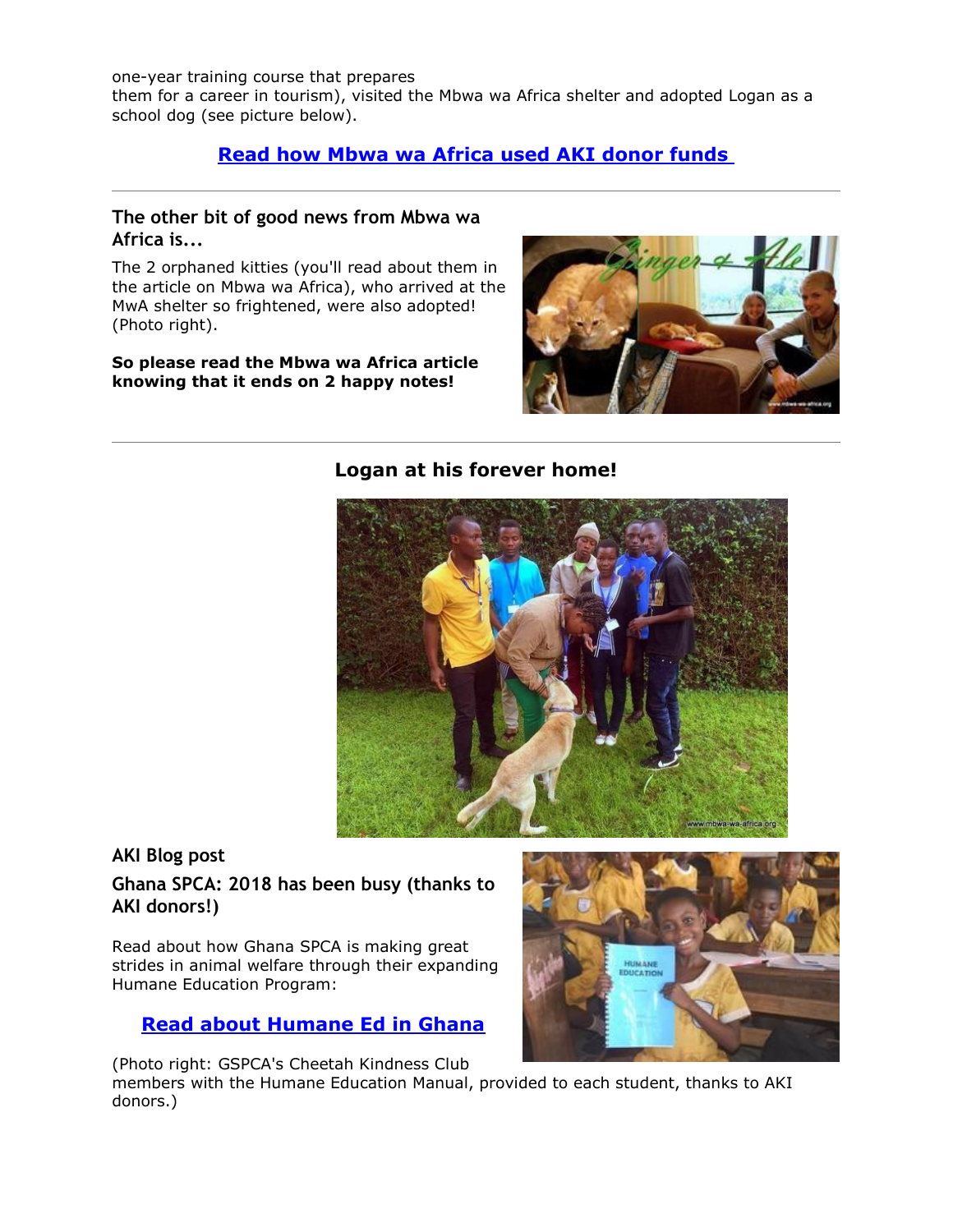one-year training course that prepares them for a career in tourism), visited the Mbwa wa Africa shelter and adopted Logan as a school dog (see picture below).

**Read how Mbwa wa Africa used AKI donor funds**

---

### The other bit of good news from Mbwa wa Africa is...

The 2 orphaned kitties (you'll read about them in the article on Mbwa wa Africa), who arrived at the MwA shelter so frightened, were also adopted! (Photo right).

**So please read the Mbwa wa Africa article knowing that it ends on 2 happy notes!**

---

**Logan at his forever home!**

### AKI Blog post

### Ghana SPCA: 2018 has been busy (thanks to AKI donors!)

Read about how Ghana SPCA is making great strides in animal welfare through their expanding Humane Education Program:

**Read about Humane Ed in Ghana**

(Photo right: GSPCA's Cheetah Kindness Club members with the Humane Education Manual, provided to each student, thanks to AKI donors.)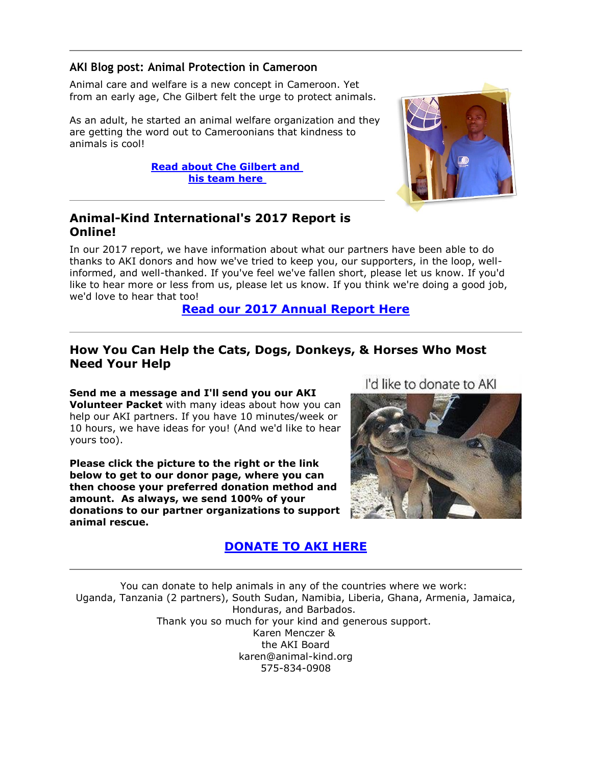### AKI Blog post: Animal Protection in Cameroon

Animal care and welfare is a new concept in Cameroon. Yet from an early age, Che Gilbert felt the urge to protect animals.

As an adult, he started an animal welfare organization and they are getting the word out to Cameroonians that kindness to animals is cool!

**Read about Che Gilbert and his team here**

## Animal-Kind International's 2017 Report is Online!

In our 2017 report, we have information about what our partners have been able to do thanks to AKI donors and how we've tried to keep you, our supporters, in the loop, well-informed, and well-thanked. If you've feel we've fallen short, please let us know. If you'd like to hear more or less from us, please let us know. If you think we're doing a good job, we'd love to hear that too!

**Read our 2017 Annual Report Here**

## How You Can Help the Cats, Dogs, Donkeys, & Horses Who Most Need Your Help

**Send me a message and I'll send you our AKI Volunteer Packet** with many ideas about how you can help our AKI partners. If you have 10 minutes/week or 10 hours, we have ideas for you! (And we'd like to hear yours too).

**Please click the picture to the right or the link below to get to our donor page, where you can then choose your preferred donation method and amount. As always, we send 100% of your donations to our partner organizations to support animal rescue.**

I'd like to donate to AKI

**DONATE TO AKI HERE**

You can donate to help animals in any of the countries where we work:
Uganda, Tanzania (2 partners), South Sudan, Namibia, Liberia, Ghana, Armenia, Jamaica, Honduras, and Barbados.
Thank you so much for your kind and generous support.
Karen Menczer &
the AKI Board
karen@animal-kind.org
575-834-0908